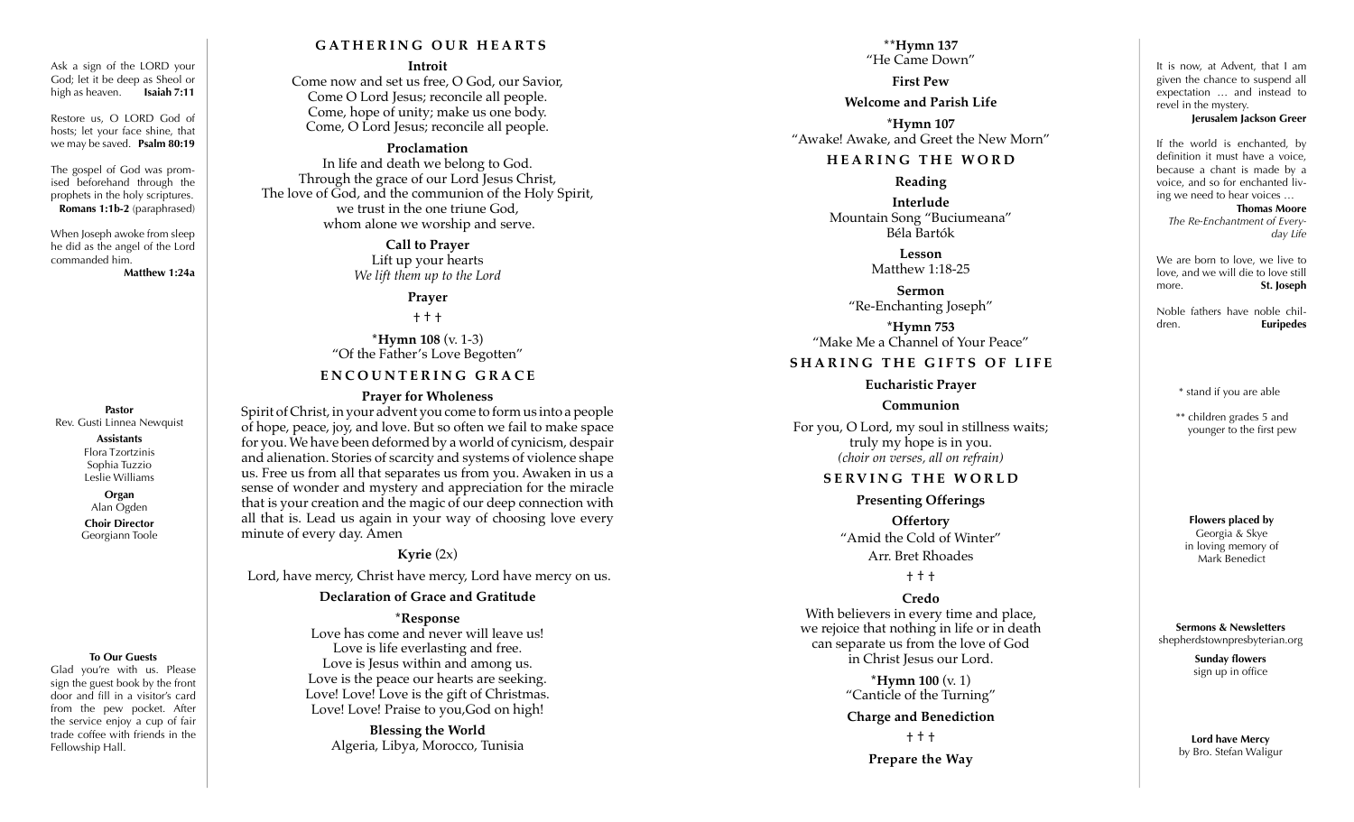Ask a sign of the LORD your God; let it be deep as Sheol or high as heaven. **Isaiah 7:11**

Restore us, O LORD God of hosts; let your face shine, that we may be saved. **Psalm 80:19**

The gospel of God was promised beforehand through the prophets in the holy scriptures. **Romans 1:1b-2** (paraphrased)

When Joseph awoke from sleep he did as the angel of the Lord commanded him. **Matthew 1:24a**

**Pastor**
Rev. Gusti Linnea Newquist

**Assistants**
Flora Tzortzinis
Sophia Tuzzio
Leslie Williams

**Organ**
Alan Ogden

**Choir Director**
Georgiann Toole

**To Our Guests**
Glad you're with us. Please sign the guest book by the front door and fill in a visitor's card from the pew pocket. After the service enjoy a cup of fair trade coffee with friends in the Fellowship Hall.

## GATHERING OUR HEARTS

**Introit**

Come now and set us free, O God, our Savior,
Come O Lord Jesus; reconcile all people.
Come, hope of unity; make us one body.
Come, O Lord Jesus; reconcile all people.

**Proclamation**

In life and death we belong to God.
Through the grace of our Lord Jesus Christ,
The love of God, and the communion of the Holy Spirit,
we trust in the one triune God,
whom alone we worship and serve.

**Call to Prayer**

Lift up your hearts
*We lift them up to the Lord*

**Prayer**

† † †

\***Hymn 108** (v. 1-3)
"Of the Father's Love Begotten"

## ENCOUNTERING GRACE

**Prayer for Wholeness**

Spirit of Christ, in your advent you come to form us into a people of hope, peace, joy, and love. But so often we fail to make space for you. We have been deformed by a world of cynicism, despair and alienation. Stories of scarcity and systems of violence shape us. Free us from all that separates us from you. Awaken in us a sense of wonder and mystery and appreciation for the miracle that is your creation and the magic of our deep connection with all that is. Lead us again in your way of choosing love every minute of every day. Amen

**Kyrie** (2x)

Lord, have mercy, Christ have mercy, Lord have mercy on us.

**Declaration of Grace and Gratitude**

\***Response**

Love has come and never will leave us!
Love is life everlasting and free.
Love is Jesus within and among us.
Love is the peace our hearts are seeking.
Love! Love! Love is the gift of Christmas.
Love! Love! Praise to you,God on high!

**Blessing the World**

Algeria, Libya, Morocco, Tunisia

\*\***Hymn 137**
"He Came Down"

**First Pew**

**Welcome and Parish Life**

\***Hymn 107**
"Awake! Awake, and Greet the New Morn"

## HEARING THE WORD

**Reading**

**Interlude**
Mountain Song "Buciumeana"
Béla Bartók

**Lesson**
Matthew 1:18-25

**Sermon**
"Re-Enchanting Joseph"

\***Hymn 753**
"Make Me a Channel of Your Peace"

## SHARING THE GIFTS OF LIFE

**Eucharistic Prayer**

**Communion**

For you, O Lord, my soul in stillness waits;
truly my hope is in you.
*(choir on verses, all on refrain)*

## SERVING THE WORLD

**Presenting Offerings**

**Offertory**
"Amid the Cold of Winter"
Arr. Bret Rhoades

† † †

**Credo**

With believers in every time and place,
we rejoice that nothing in life or in death
can separate us from the love of God
in Christ Jesus our Lord.

\***Hymn 100** (v. 1)
"Canticle of the Turning"

**Charge and Benediction**

† † †

**Prepare the Way**

It is now, at Advent, that I am given the chance to suspend all expectation … and instead to revel in the mystery.
**Jerusalem Jackson Greer**

If the world is enchanted, by definition it must have a voice, because a chant is made by a voice, and so for enchanted living we need to hear voices …
**Thomas Moore**
*The Re-Enchantment of Everyday Life*

We are born to love, we live to love, and we will die to love still more. **St. Joseph**

Noble fathers have noble children. **Euripedes**

\* stand if you are able

\*\* children grades 5 and younger to the first pew

**Flowers placed by**
Georgia & Skye
in loving memory of
Mark Benedict

**Sermons & Newsletters**
shepherdstownpresbyterian.org

**Sunday flowers**
sign up in office

**Lord have Mercy**
by Bro. Stefan Waligur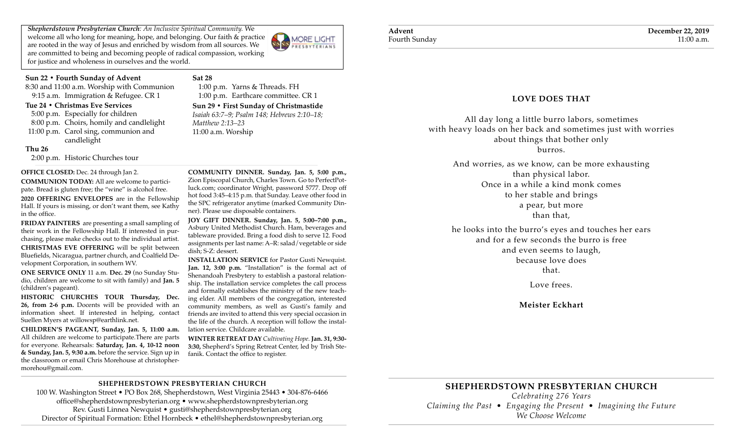*Shepherdstown Presbyterian Church: An Inclusive Spiritual Community.* We welcome all who long for meaning, hope, and belonging. Our faith & practice are rooted in the way of Jesus and enriched by wisdom from all sources. We are committed to being and becoming people of radical compassion, working for justice and wholeness in ourselves and the world.

MORE LIGHT PRESBYTERIANS

**Sun 22 • Fourth Sunday of Advent**
8:30 and 11:00 a.m. Worship with Communion
9:15 a.m. Immigration & Refugee. CR 1

**Tue 24 • Christmas Eve Services**
5:00 p.m. Especially for children
8:00 p.m. Choirs, homily and candlelight
11:00 p.m. Carol sing, communion and candlelight

**Thu 26**
2:00 p.m. Historic Churches tour

**Sat 28**
1:00 p.m. Yarns & Threads. FH
1:00 p.m. Earthcare committee. CR 1

**Sun 29 • First Sunday of Christmastide**
*Isaiah 63:7–9; Psalm 148; Hebrews 2:10–18; Matthew 2:13–23*
11:00 a.m. Worship

**OFFICE CLOSED:** Dec. 24 through Jan 2.

**COMMUNION TODAY:** All are welcome to participate. Bread is gluten free; the "wine" is alcohol free.

**2020 OFFERING ENVELOPES** are in the Fellowship Hall. If yours is missing, or don't want them, see Kathy in the office.

**FRIDAY PAINTERS** are presenting a small sampling of their work in the Fellowship Hall. If interested in purchasing, please make checks out to the individual artist.

**CHRISTMAS EVE OFFERING** will be split between Bluefields, Nicaragua, partner church, and Coalfield Development Corporation, in southern WV.

**ONE SERVICE ONLY** 11 a.m. **Dec. 29** (no Sunday Studio, children are welcome to sit with family) and **Jan. 5** (children's pageant).

**HISTORIC CHURCHES TOUR Thursday, Dec. 26, from 2-6 p.m.** Docents will be provided with an information sheet. If interested in helping, contact Suellen Myers at willowsp@earthlink.net.

**CHILDREN'S PAGEANT, Sunday, Jan. 5, 11:00 a.m.** All children are welcome to participate.There are parts for everyone. Rehearsals: **Saturday, Jan. 4, 10-12 noon & Sunday, Jan. 5, 9:30 a.m.** before the service. Sign up in the classroom or email Chris Morehouse at christophermorehou@gmail.com.

**COMMUNITY DINNER. Sunday, Jan. 5, 5:00 p.m.,** Zion Episcopal Church, Charles Town. Go to PerfectPotluck.com; coordinator Wright, password 5777. Drop off hot food 3:45–4:15 p.m. that Sunday. Leave other food in the SPC refrigerator anytime (marked Community Dinner). Please use disposable containers.

**JOY GIFT DINNER. Sunday, Jan. 5, 5:00–7:00 p.m.,** Asbury United Methodist Church. Ham, beverages and tableware provided. Bring a food dish to serve 12. Food assignments per last name: A–R: salad/vegetable or side dish; S-Z: dessert.

**INSTALLATION SERVICE** for Pastor Gusti Newquist. **Jan. 12, 3:00 p.m.** "Installation" is the formal act of Shenandoah Presbytery to establish a pastoral relationship. The installation service completes the call process and formally establishes the ministry of the new teaching elder. All members of the congregation, interested community members, as well as Gusti's family and friends are invited to attend this very special occasion in the life of the church. A reception will follow the installation service. Childcare available.

**WINTER RETREAT DAY** *Cultivating Hope.* **Jan. 31, 9:30-3:30,** Shepherd's Spring Retreat Center, led by Trish Stefanik. Contact the office to register.

**SHEPHERDSTOWN PRESBYTERIAN CHURCH**
100 W. Washington Street • PO Box 268, Shepherdstown, West Virginia 25443 • 304-876-6466
office@shepherdstownpresbyterian.org • www.shepherdstownpresbyterian.org
Rev. Gusti Linnea Newquist • gusti@shepherdstownpresbyterian.org
Director of Spiritual Formation: Ethel Hornbeck • ethel@shepherdstownpresbyterian.org

**Advent** | **December 22, 2019**
Fourth Sunday | 11:00 a.m.

## LOVE DOES THAT

All day long a little burro labors, sometimes
with heavy loads on her back and sometimes just with worries
about things that bother only
burros.

And worries, as we know, can be more exhausting
than physical labor.
Once in a while a kind monk comes
to her stable and brings
a pear, but more
than that,

he looks into the burro's eyes and touches her ears
and for a few seconds the burro is free
and even seems to laugh,
because love does
that.

Love frees.

**Meister Eckhart**

## SHEPHERDSTOWN PRESBYTERIAN CHURCH

*Celebrating 276 Years*
*Claiming the Past • Engaging the Present • Imagining the Future*
*We Choose Welcome*